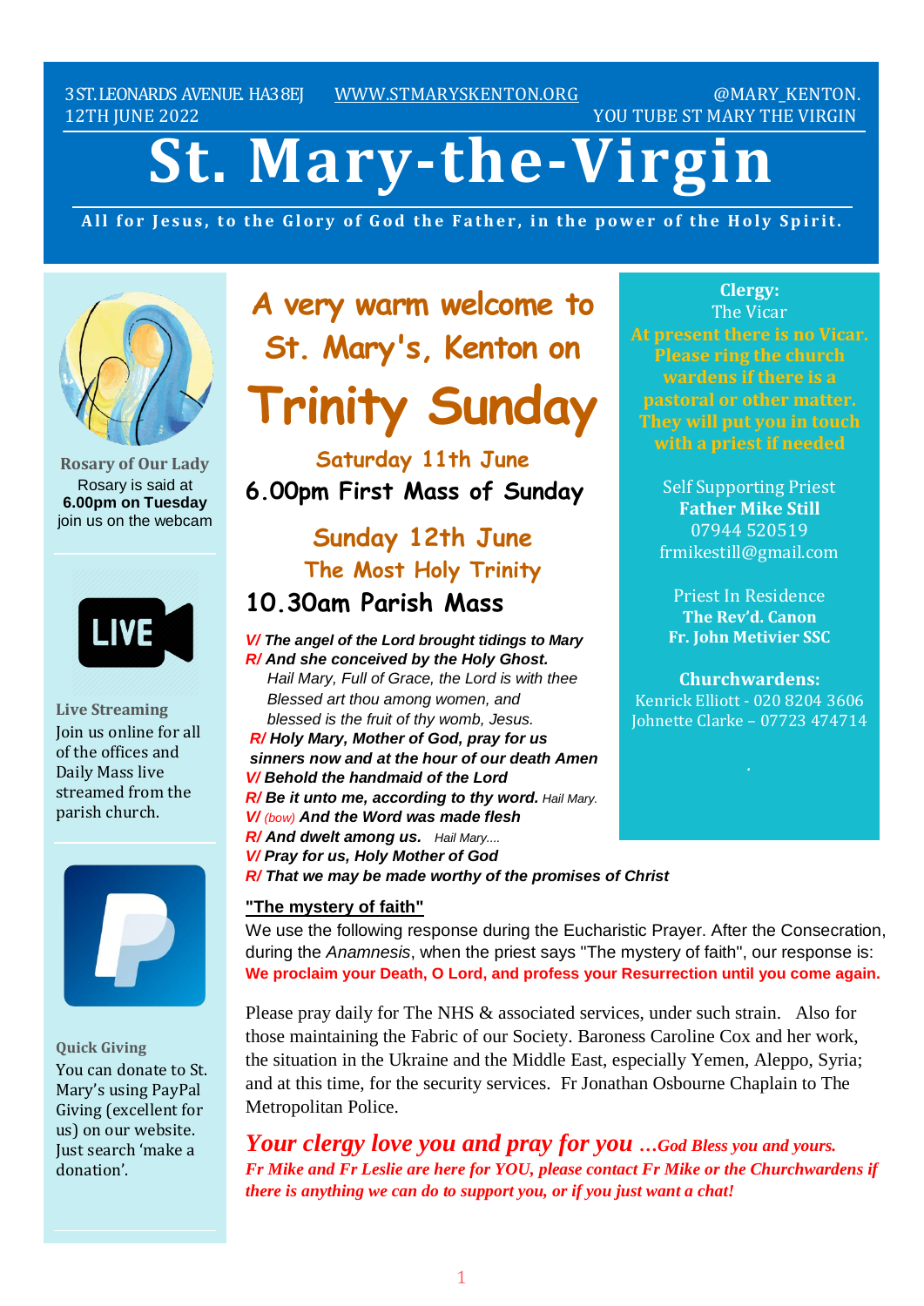3 ST. LEONARDS AVENUE. HA3 8EJ    WWW.STMARYSKENTON.ORG    @MARY_KENTON.
12TH JUNE 2022    YOU TUBE ST MARY THE VIRGIN

# St. Mary-the-Virgin

**All for Jesus, to the Glory of God the Father, in the power of the Holy Spirit.**

## A very warm welcome to St. Mary's, Kenton on

# Trinity Sunday

### Saturday 11th June

**6.00pm First Mass of Sunday**

### Sunday 12th June
### The Most Holy Trinity

**10.30am Parish Mass**

***V/ The angel of the Lord brought tidings to Mary***
***R/ And she conceived by the Holy Ghost.***
*Hail Mary, Full of Grace, the Lord is with thee*
*Blessed art thou among women, and*
*blessed is the fruit of thy womb, Jesus.*
***R/ Holy Mary, Mother of God, pray for us***
***sinners now and at the hour of our death Amen***
***V/ Behold the handmaid of the Lord***
***R/ Be it unto me, according to thy word.*** *Hail Mary.*
***V/*** *(bow)* ***And the Word was made flesh***
***R/ And dwelt among us.*** *Hail Mary....*
***V/ Pray for us, Holy Mother of God***
***R/ That we may be made worthy of the promises of Christ***

**"The mystery of faith"**

We use the following response during the Eucharistic Prayer. After the Consecration, during the *Anamnesis*, when the priest says "The mystery of faith", our response is:
**We proclaim your Death, O Lord, and profess your Resurrection until you come again.**

Please pray daily for The NHS & associated services, under such strain. Also for those maintaining the Fabric of our Society. Baroness Caroline Cox and her work, the situation in the Ukraine and the Middle East, especially Yemen, Aleppo, Syria; and at this time, for the security services. Fr Jonathan Osbourne Chaplain to The Metropolitan Police.

***Your clergy love you and pray for you …God Bless you and yours.***
***Fr Mike and Fr Leslie are here for YOU, please contact Fr Mike or the Churchwardens if there is anything we can do to support you, or if you just want a chat!***

**Rosary of Our Lady**
Rosary is said at
**6.00pm on Tuesday**
join us on the webcam

**Live Streaming**
Join us online for all of the offices and Daily Mass live streamed from the parish church.

**Quick Giving**
You can donate to St. Mary's using PayPal Giving (excellent for us) on our website. Just search 'make a donation'.

**Clergy:**
The Vicar
**At present there is no Vicar. Please ring the church wardens if there is a pastoral or other matter. They will put you in touch with a priest if needed**

Self Supporting Priest
**Father Mike Still**
07944 520519
frmikestill@gmail.com

Priest In Residence
**The Rev'd. Canon**
**Fr. John Metivier SSC**

**Churchwardens:**
Kenrick Elliott - 020 8204 3606
Johnette Clarke – 07723 474714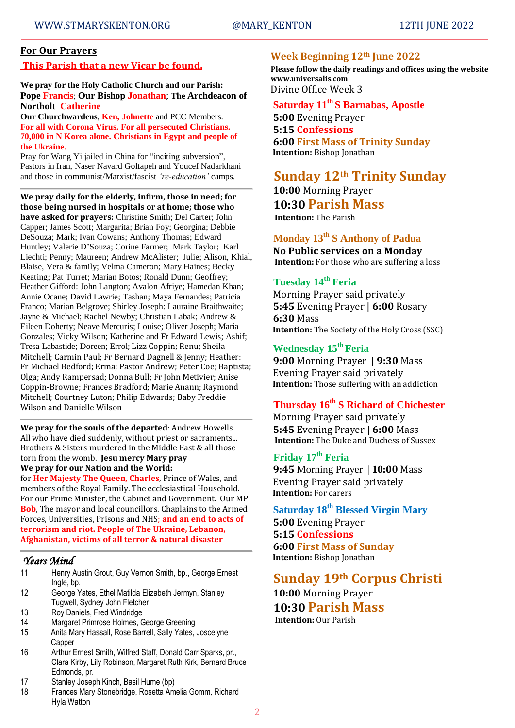## For Our Prayers

**This Parish that a new Vicar be found.**

**We pray for the Holy Catholic Church and our Parish: Pope Francis; Our Bishop Jonathan; The Archdeacon of Northolt Catherine**
**Our Churchwardens, Ken, Johnette** and PCC Members.
**For all with Corona Virus. For all persecuted Christians. 70,000 in N Korea alone. Christians in Egypt and people of the Ukraine.**
Pray for Wang Yi jailed in China for "inciting subversion", Pastors in Iran, Naser Navard Goltapeh and Youcef Nadarkhani and those in communist/Marxist/fascist *'re-education'* camps.

---

**We pray daily for the elderly, infirm, those in need; for those being nursed in hospitals or at home; those who have asked for prayers:** Christine Smith; Del Carter; John Capper; James Scott; Margarita; Brian Foy; Georgina; Debbie DeSouza; Mark; Ivan Cowans; Anthony Thomas; Edward Huntley; Valerie D'Souza; Corine Farmer; Mark Taylor; Karl Liechti; Penny; Maureen; Andrew McAlister; Julie; Alison, Khial, Blaise, Vera & family; Velma Cameron; Mary Haines; Becky Keating; Pat Turret; Marian Botos; Ronald Dunn; Geoffrey; Heather Gifford: John Langton; Avalon Afriye; Hamedan Khan; Annie Ocane; David Lawrie; Tashan; Maya Fernandes; Patricia Franco; Marian Belgrove; Shirley Joseph: Lauraine Braithwaite; Jayne & Michael; Rachel Newby; Christian Labak; Andrew & Eileen Doherty; Neave Mercuris; Louise; Oliver Joseph; Maria Gonzales; Vicky Wilson; Katherine and Fr Edward Lewis; Ashif; Tresa Labastide; Doreen; Errol; Lizz Coppin; Renu; Sheila Mitchell; Carmin Paul; Fr Bernard Dagnell & Jenny; Heather: Fr Michael Bedford; Erma; Pastor Andrew; Peter Coe; Baptista; Olga; Andy Rampersad; Donna Bull; Fr John Metivier; Anise Coppin-Browne; Frances Bradford; Marie Anann; Raymond Mitchell; Courtney Luton; Philip Edwards; Baby Freddie Wilson and Danielle Wilson

---

**We pray for the souls of the departed**: Andrew Howells
All who have died suddenly, without priest or sacraments... Brothers & Sisters murdered in the Middle East & all those torn from the womb. **Jesu mercy Mary pray**
**We pray for our Nation and the World:**
for **Her Majesty The Queen, Charles**, Prince of Wales, and members of the Royal Family. The ecclesiastical Household. For our Prime Minister, the Cabinet and Government. Our MP **Bob**, The mayor and local councillors. Chaplains to the Armed Forces, Universities, Prisons and NHS; **and an end to acts of terrorism and riot. People of The Ukraine, Lebanon, Afghanistan, victims of all terror & natural disaster**

---

### *Years Mind*

| | |
|---|---|
| 11 | Henry Austin Grout, Guy Vernon Smith, bp., George Ernest Ingle, bp. |
| 12 | George Yates, Ethel Matilda Elizabeth Jermyn, Stanley Tugwell, Sydney John Fletcher |
| 13 | Roy Daniels, Fred Windridge |
| 14 | Margaret Primrose Holmes, George Greening |
| 15 | Anita Mary Hassall, Rose Barrell, Sally Yates, Joscelyne Capper |
| 16 | Arthur Ernest Smith, Wilfred Staff, Donald Carr Sparks, pr., Clara Kirby, Lily Robinson, Margaret Ruth Kirk, Bernard Bruce Edmonds, pr. |
| 17 | Stanley Joseph Kinch, Basil Hume (bp) |
| 18 | Frances Mary Stonebridge, Rosetta Amelia Gomm, Richard Hyla Watton |

## Week Beginning 12th June 2022

**Please follow the daily readings and offices using the website www.universalis.com**
Divine Office Week 3

### Saturday 11th S Barnabas, Apostle
**5:00** Evening Prayer
**5:15 Confessions**
**6:00 First Mass of Trinity Sunday**
**Intention:** Bishop Jonathan

### Sunday 12th Trinity Sunday
**10:00** Morning Prayer
**10:30 Parish Mass**
**Intention:** The Parish

### Monday 13th S Anthony of Padua
**No Public services on a Monday**
**Intention:** For those who are suffering a loss

### Tuesday 14th Feria
Morning Prayer said privately
**5:45** Evening Prayer | **6:00** Rosary
**6:30** Mass
**Intention:** The Society of the Holy Cross (SSC)

### Wednesday 15th Feria
**9:00** Morning Prayer | **9:30** Mass
Evening Prayer said privately
**Intention:** Those suffering with an addiction

### Thursday 16th S Richard of Chichester
Morning Prayer said privately
**5:45** Evening Prayer **| 6:00** Mass
**Intention:** The Duke and Duchess of Sussex

### Friday 17th Feria
**9:45** Morning Prayer | **10:00** Mass
Evening Prayer said privately
**Intention:** For carers

### Saturday 18th Blessed Virgin Mary
**5:00** Evening Prayer
**5:15 Confessions**
**6:00 First Mass of Sunday**
**Intention:** Bishop Jonathan

### Sunday 19th Corpus Christi
**10:00** Morning Prayer
**10:30 Parish Mass**
**Intention:** Our Parish